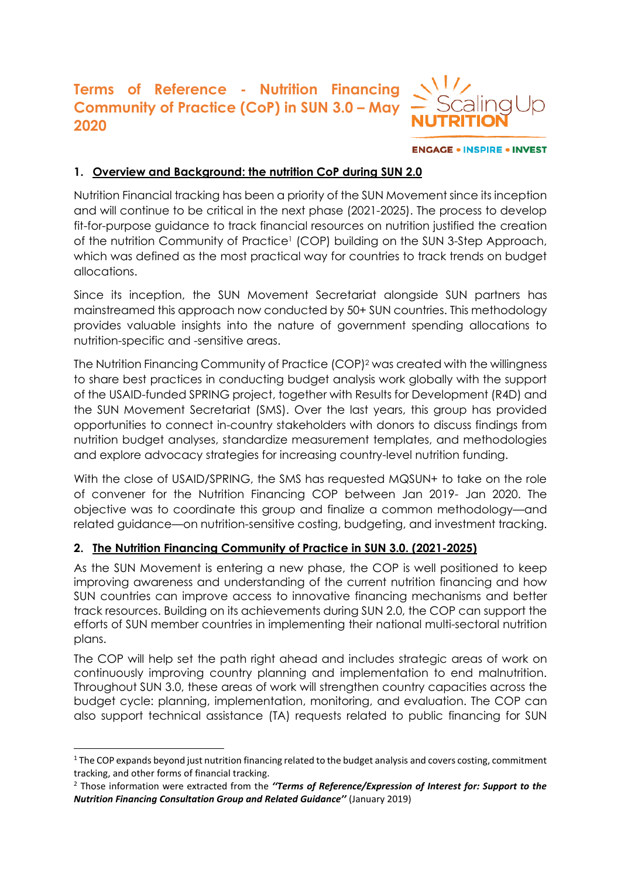# Terms of Reference - Nutrition Financing Community of Practice (CoP) in SUN 3.0 – May 2020

## 1. Overview and Background: the nutrition CoP during SUN 2.0

Nutrition Financial tracking has been a priority of the SUN Movement since its inception and will continue to be critical in the next phase (2021-2025). The process to develop fit-for-purpose guidance to track financial resources on nutrition justified the creation of the nutrition Community of Practice[1] (COP) building on the SUN 3-Step Approach, which was defined as the most practical way for countries to track trends on budget allocations.

Since its inception, the SUN Movement Secretariat alongside SUN partners has mainstreamed this approach now conducted by 50+ SUN countries. This methodology provides valuable insights into the nature of government spending allocations to nutrition-specific and -sensitive areas.

The Nutrition Financing Community of Practice (COP)[2] was created with the willingness to share best practices in conducting budget analysis work globally with the support of the USAID-funded SPRING project, together with Results for Development (R4D) and the SUN Movement Secretariat (SMS). Over the last years, this group has provided opportunities to connect in-country stakeholders with donors to discuss findings from nutrition budget analyses, standardize measurement templates, and methodologies and explore advocacy strategies for increasing country-level nutrition funding.

With the close of USAID/SPRING, the SMS has requested MQSUN+ to take on the role of convener for the Nutrition Financing COP between Jan 2019- Jan 2020. The objective was to coordinate this group and finalize a common methodology—and related guidance—on nutrition-sensitive costing, budgeting, and investment tracking.

## 2. The Nutrition Financing Community of Practice in SUN 3.0. (2021-2025)

As the SUN Movement is entering a new phase, the COP is well positioned to keep improving awareness and understanding of the current nutrition financing and how SUN countries can improve access to innovative financing mechanisms and better track resources. Building on its achievements during SUN 2.0, the COP can support the efforts of SUN member countries in implementing their national multi-sectoral nutrition plans.

The COP will help set the path right ahead and includes strategic areas of work on continuously improving country planning and implementation to end malnutrition. Throughout SUN 3.0, these areas of work will strengthen country capacities across the budget cycle: planning, implementation, monitoring, and evaluation. The COP can also support technical assistance (TA) requests related to public financing for SUN

---

[1] The COP expands beyond just nutrition financing related to the budget analysis and covers costing, commitment tracking, and other forms of financial tracking.

[2] Those information were extracted from the ***''Terms of Reference/Expression of Interest for: Support to the Nutrition Financing Consultation Group and Related Guidance''*** (January 2019)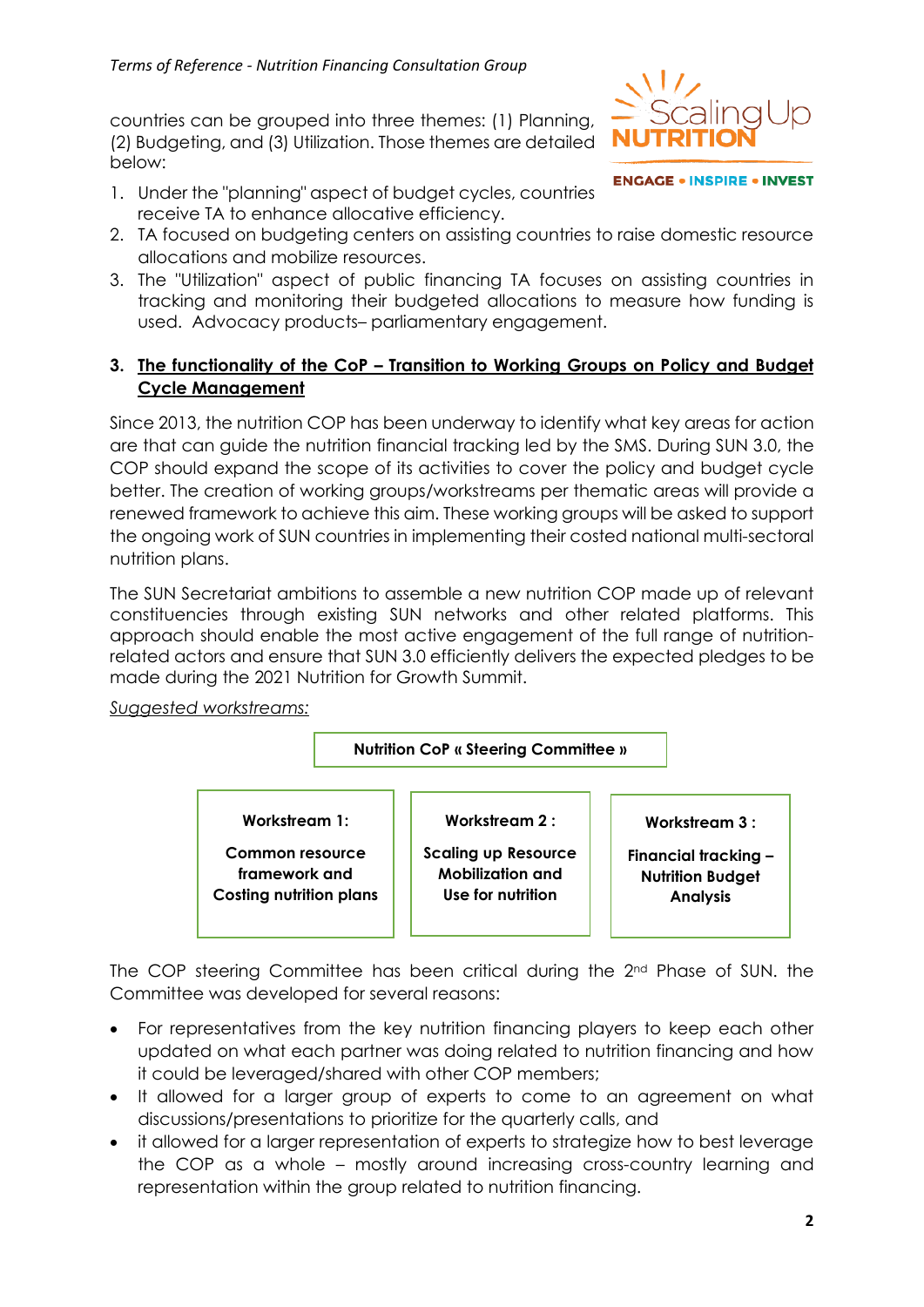countries can be grouped into three themes: (1) Planning, (2) Budgeting, and (3) Utilization. Those themes are detailed below:

1. Under the "planning" aspect of budget cycles, countries receive TA to enhance allocative efficiency.
2. TA focused on budgeting centers on assisting countries to raise domestic resource allocations and mobilize resources.
3. The "Utilization" aspect of public financing TA focuses on assisting countries in tracking and monitoring their budgeted allocations to measure how funding is used. Advocacy products– parliamentary engagement.

## 3. The functionality of the CoP – Transition to Working Groups on Policy and Budget Cycle Management

Since 2013, the nutrition COP has been underway to identify what key areas for action are that can guide the nutrition financial tracking led by the SMS. During SUN 3.0, the COP should expand the scope of its activities to cover the policy and budget cycle better. The creation of working groups/workstreams per thematic areas will provide a renewed framework to achieve this aim. These working groups will be asked to support the ongoing work of SUN countries in implementing their costed national multi-sectoral nutrition plans.

The SUN Secretariat ambitions to assemble a new nutrition COP made up of relevant constituencies through existing SUN networks and other related platforms. This approach should enable the most active engagement of the full range of nutrition-related actors and ensure that SUN 3.0 efficiently delivers the expected pledges to be made during the 2021 Nutrition for Growth Summit.

*Suggested workstreams:*

**Nutrition CoP « Steering Committee »**

| **Workstream 1:** | **Workstream 2 :** | **Workstream 3 :** |
|---|---|---|
| **Common resource framework and Costing nutrition plans** | **Scaling up Resource Mobilization and Use for nutrition** | **Financial tracking – Nutrition Budget Analysis** |

The COP steering Committee has been critical during the 2nd Phase of SUN. the Committee was developed for several reasons:

- For representatives from the key nutrition financing players to keep each other updated on what each partner was doing related to nutrition financing and how it could be leveraged/shared with other COP members;
- It allowed for a larger group of experts to come to an agreement on what discussions/presentations to prioritize for the quarterly calls, and
- it allowed for a larger representation of experts to strategize how to best leverage the COP as a whole – mostly around increasing cross-country learning and representation within the group related to nutrition financing.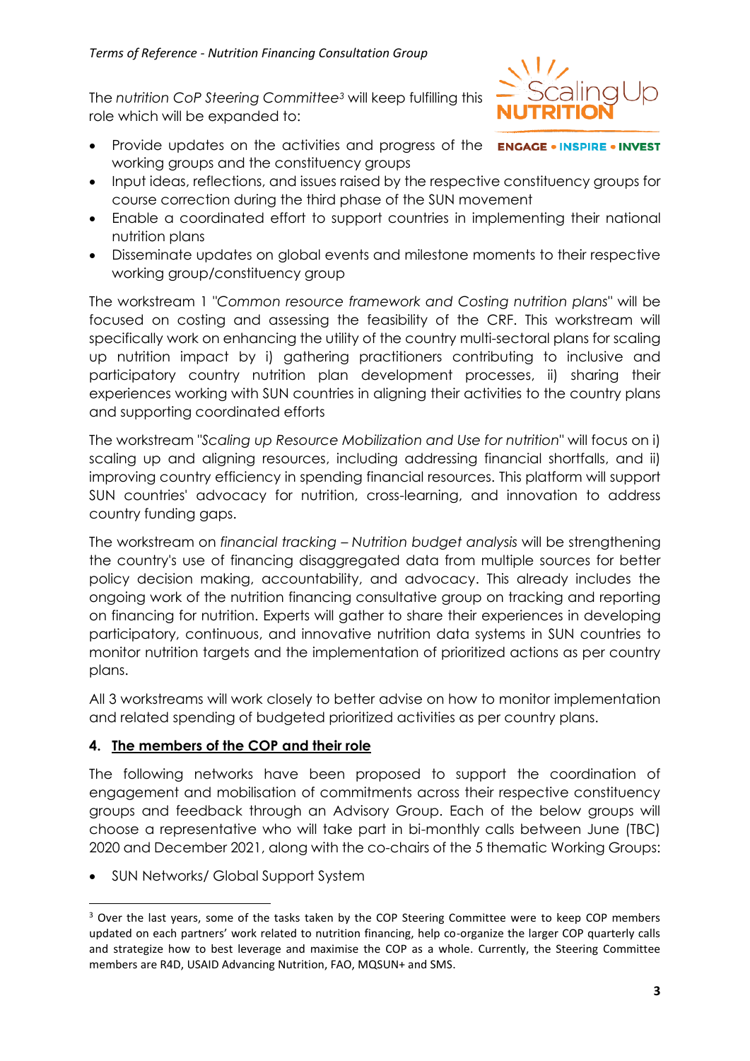The *nutrition CoP Steering Committee*[3] will keep fulfilling this role which will be expanded to:

- Provide updates on the activities and progress of the working groups and the constituency groups
- Input ideas, reflections, and issues raised by the respective constituency groups for course correction during the third phase of the SUN movement
- Enable a coordinated effort to support countries in implementing their national nutrition plans
- Disseminate updates on global events and milestone moments to their respective working group/constituency group

The workstream 1 "*Common resource framework and Costing nutrition plans*" will be focused on costing and assessing the feasibility of the CRF. This workstream will specifically work on enhancing the utility of the country multi-sectoral plans for scaling up nutrition impact by i) gathering practitioners contributing to inclusive and participatory country nutrition plan development processes, ii) sharing their experiences working with SUN countries in aligning their activities to the country plans and supporting coordinated efforts

The workstream "*Scaling up Resource Mobilization and Use for nutrition*" will focus on i) scaling up and aligning resources, including addressing financial shortfalls, and ii) improving country efficiency in spending financial resources. This platform will support SUN countries' advocacy for nutrition, cross-learning, and innovation to address country funding gaps.

The workstream on *financial tracking – Nutrition budget analysis* will be strengthening the country's use of financing disaggregated data from multiple sources for better policy decision making, accountability, and advocacy. This already includes the ongoing work of the nutrition financing consultative group on tracking and reporting on financing for nutrition. Experts will gather to share their experiences in developing participatory, continuous, and innovative nutrition data systems in SUN countries to monitor nutrition targets and the implementation of prioritized actions as per country plans.

All 3 workstreams will work closely to better advise on how to monitor implementation and related spending of budgeted prioritized activities as per country plans.

## 4. The members of the COP and their role

The following networks have been proposed to support the coordination of engagement and mobilisation of commitments across their respective constituency groups and feedback through an Advisory Group. Each of the below groups will choose a representative who will take part in bi-monthly calls between June (TBC) 2020 and December 2021, along with the co-chairs of the 5 thematic Working Groups:

- SUN Networks/ Global Support System

[3] Over the last years, some of the tasks taken by the COP Steering Committee were to keep COP members updated on each partners' work related to nutrition financing, help co-organize the larger COP quarterly calls and strategize how to best leverage and maximise the COP as a whole. Currently, the Steering Committee members are R4D, USAID Advancing Nutrition, FAO, MQSUN+ and SMS.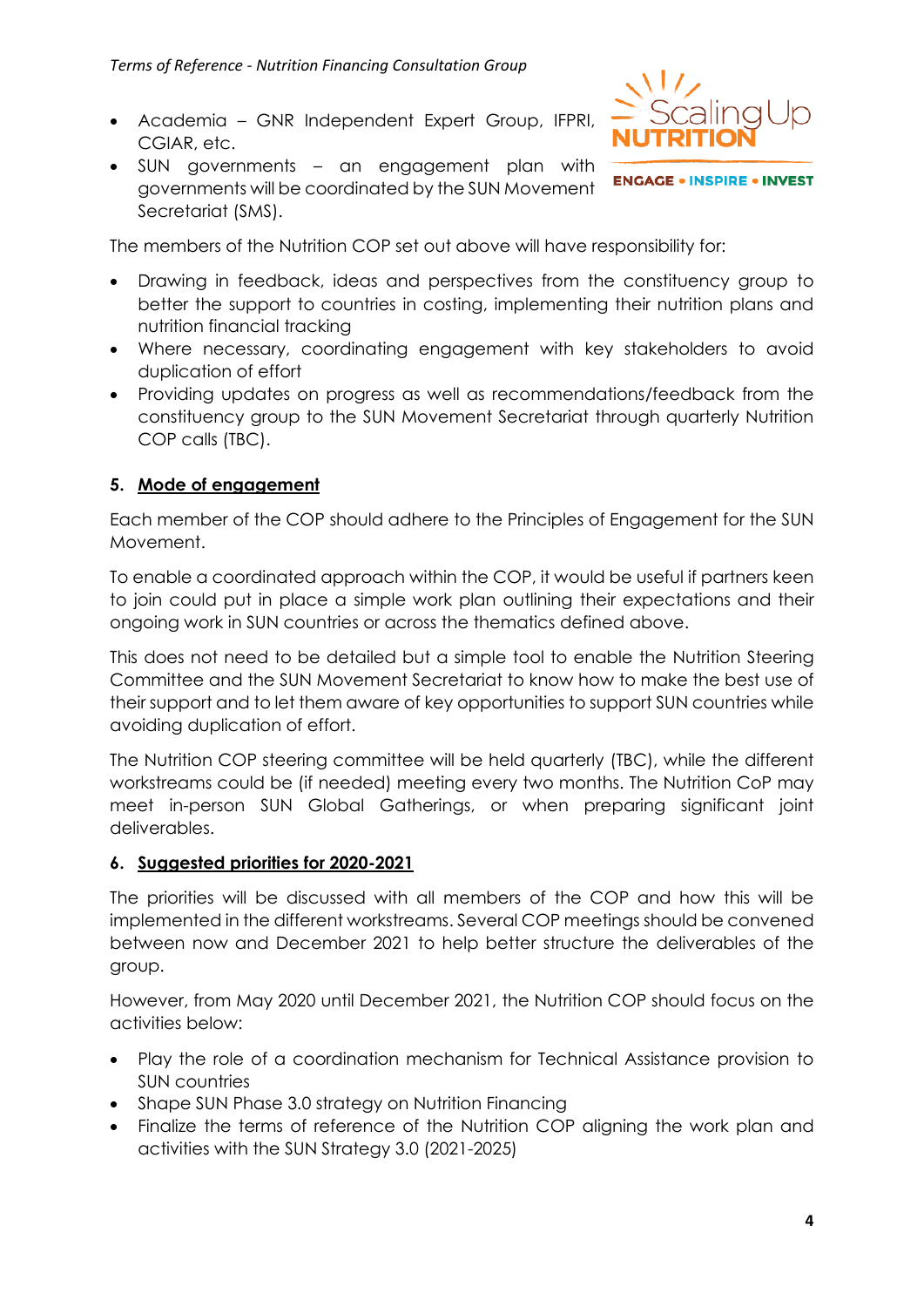- Academia – GNR Independent Expert Group, IFPRI, CGIAR, etc.
- SUN governments – an engagement plan with governments will be coordinated by the SUN Movement Secretariat (SMS).

The members of the Nutrition COP set out above will have responsibility for:

- Drawing in feedback, ideas and perspectives from the constituency group to better the support to countries in costing, implementing their nutrition plans and nutrition financial tracking
- Where necessary, coordinating engagement with key stakeholders to avoid duplication of effort
- Providing updates on progress as well as recommendations/feedback from the constituency group to the SUN Movement Secretariat through quarterly Nutrition COP calls (TBC).

## 5. Mode of engagement

Each member of the COP should adhere to the Principles of Engagement for the SUN Movement.

To enable a coordinated approach within the COP, it would be useful if partners keen to join could put in place a simple work plan outlining their expectations and their ongoing work in SUN countries or across the thematics defined above.

This does not need to be detailed but a simple tool to enable the Nutrition Steering Committee and the SUN Movement Secretariat to know how to make the best use of their support and to let them aware of key opportunities to support SUN countries while avoiding duplication of effort.

The Nutrition COP steering committee will be held quarterly (TBC), while the different workstreams could be (if needed) meeting every two months. The Nutrition CoP may meet in-person SUN Global Gatherings, or when preparing significant joint deliverables.

## 6. Suggested priorities for 2020-2021

The priorities will be discussed with all members of the COP and how this will be implemented in the different workstreams. Several COP meetings should be convened between now and December 2021 to help better structure the deliverables of the group.

However, from May 2020 until December 2021, the Nutrition COP should focus on the activities below:

- Play the role of a coordination mechanism for Technical Assistance provision to SUN countries
- Shape SUN Phase 3.0 strategy on Nutrition Financing
- Finalize the terms of reference of the Nutrition COP aligning the work plan and activities with the SUN Strategy 3.0 (2021-2025)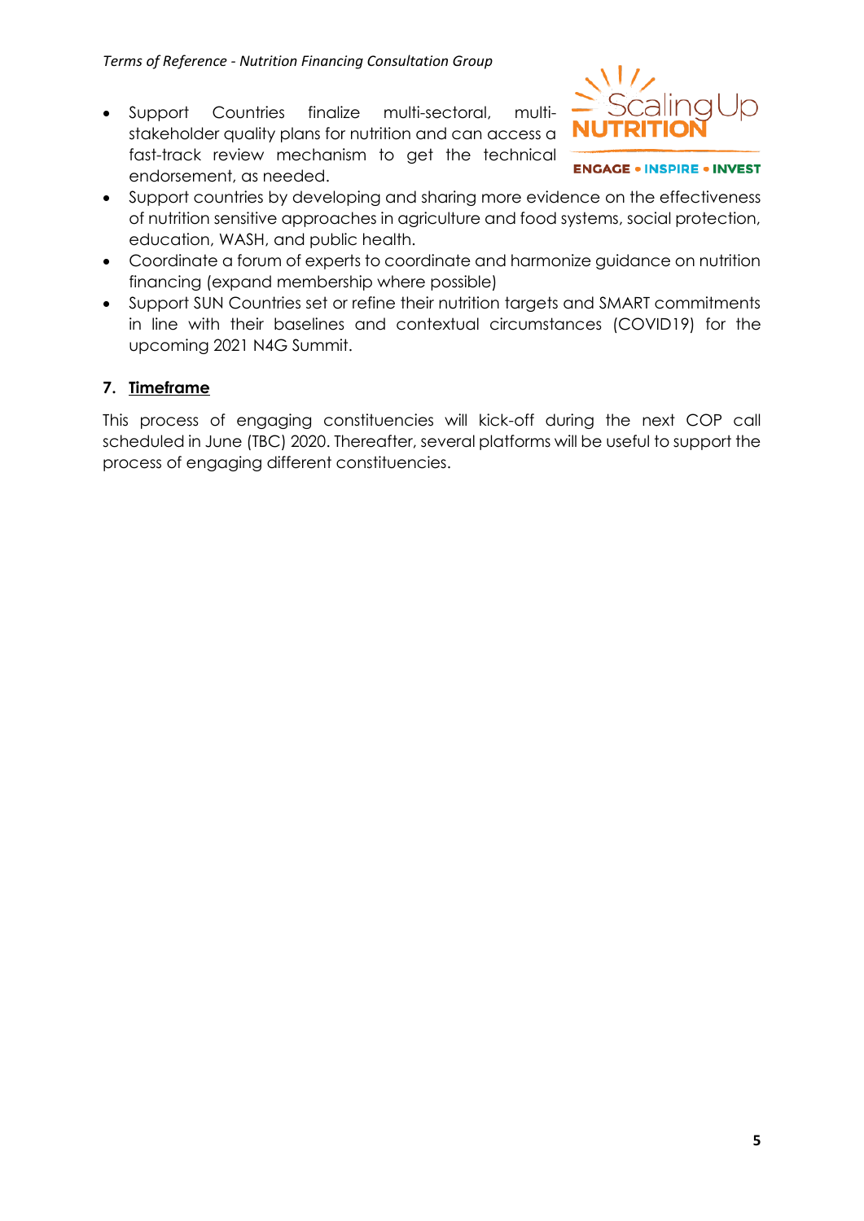- Support Countries finalize multi-sectoral, multi-stakeholder quality plans for nutrition and can access a fast-track review mechanism to get the technical endorsement, as needed.
- Support countries by developing and sharing more evidence on the effectiveness of nutrition sensitive approaches in agriculture and food systems, social protection, education, WASH, and public health.
- Coordinate a forum of experts to coordinate and harmonize guidance on nutrition financing (expand membership where possible)
- Support SUN Countries set or refine their nutrition targets and SMART commitments in line with their baselines and contextual circumstances (COVID19) for the upcoming 2021 N4G Summit.

## 7. Timeframe

This process of engaging constituencies will kick-off during the next COP call scheduled in June (TBC) 2020. Thereafter, several platforms will be useful to support the process of engaging different constituencies.